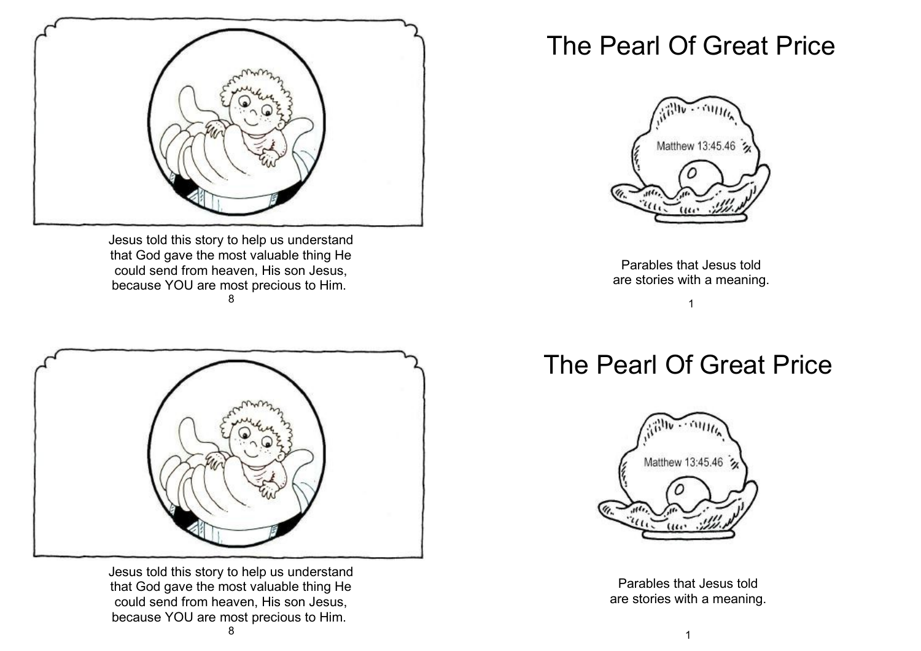Jesus told this story to help us understand that God gave the most valuable thing He could send from heaven, His son Jesus, because YOU are most precious to Him.

# The Pearl Of Great Price

Matthew 13:45.46

Parables that Jesus told are stories with a meaning.

Jesus told this story to help us understand that God gave the most valuable thing He could send from heaven, His son Jesus, because YOU are most precious to Him.

# The Pearl Of Great Price

Matthew 13:45.46

Parables that Jesus told are stories with a meaning.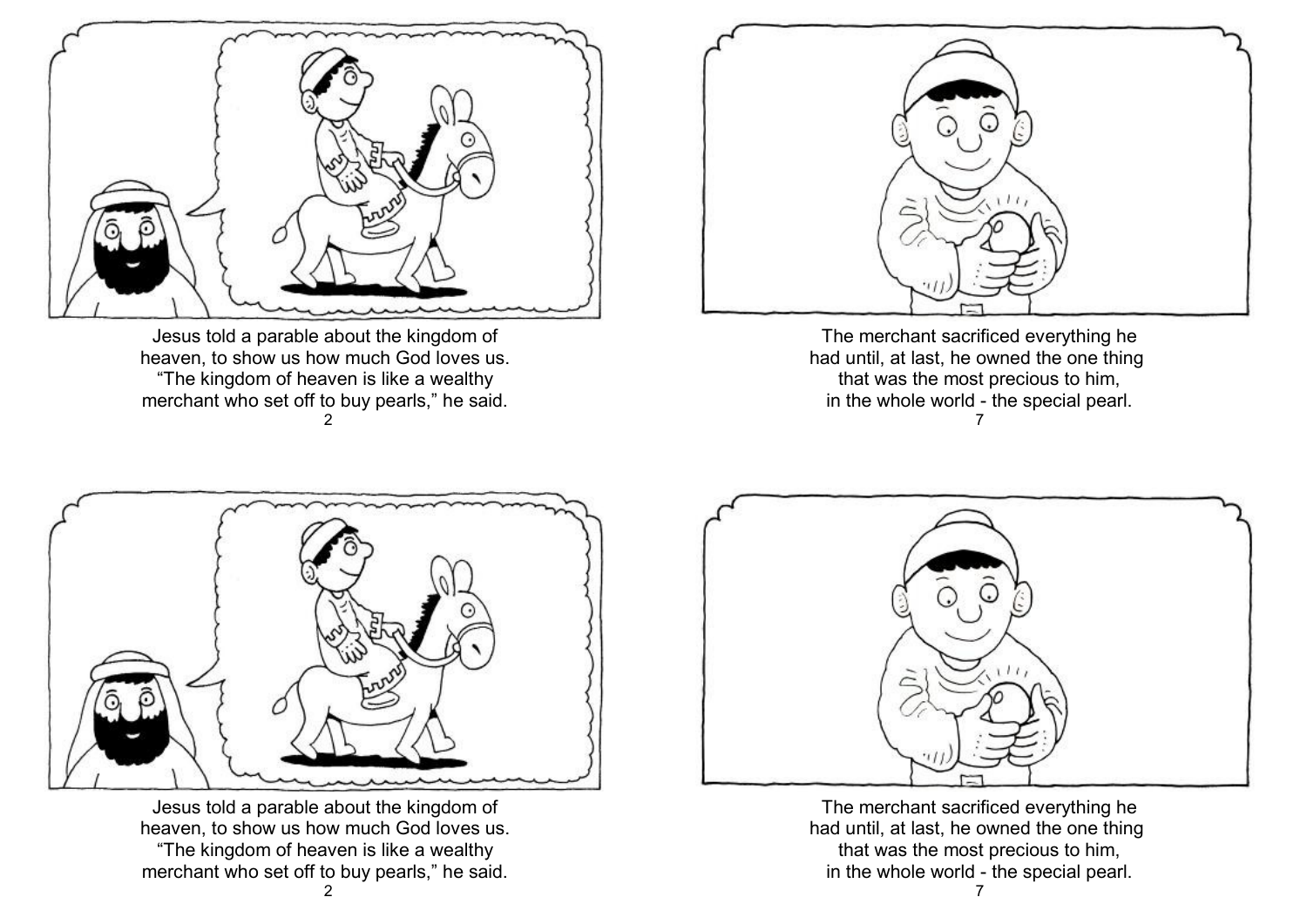Jesus told a parable about the kingdom of heaven, to show us how much God loves us. "The kingdom of heaven is like a wealthy merchant who set off to buy pearls," he said.

The merchant sacrificed everything he had until, at last, he owned the one thing that was the most precious to him, in the whole world - the special pearl.

Jesus told a parable about the kingdom of heaven, to show us how much God loves us. "The kingdom of heaven is like a wealthy merchant who set off to buy pearls," he said.

The merchant sacrificed everything he had until, at last, he owned the one thing that was the most precious to him, in the whole world - the special pearl.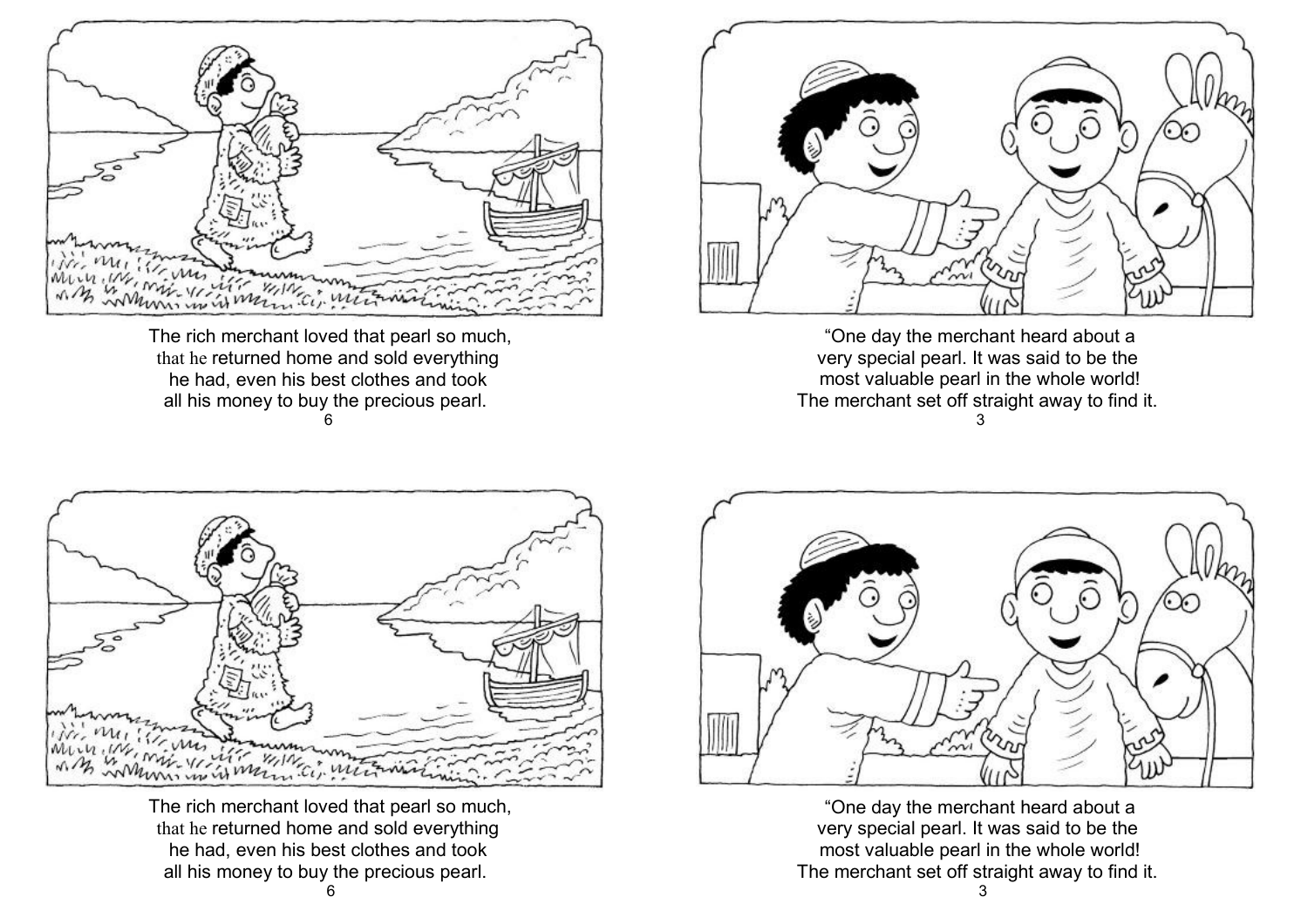The rich merchant loved that pearl so much, that he returned home and sold everything he had, even his best clothes and took all his money to buy the precious pearl.

"One day the merchant heard about a very special pearl. It was said to be the most valuable pearl in the whole world! The merchant set off straight away to find it.

The rich merchant loved that pearl so much, that he returned home and sold everything he had, even his best clothes and took all his money to buy the precious pearl.

"One day the merchant heard about a very special pearl. It was said to be the most valuable pearl in the whole world! The merchant set off straight away to find it.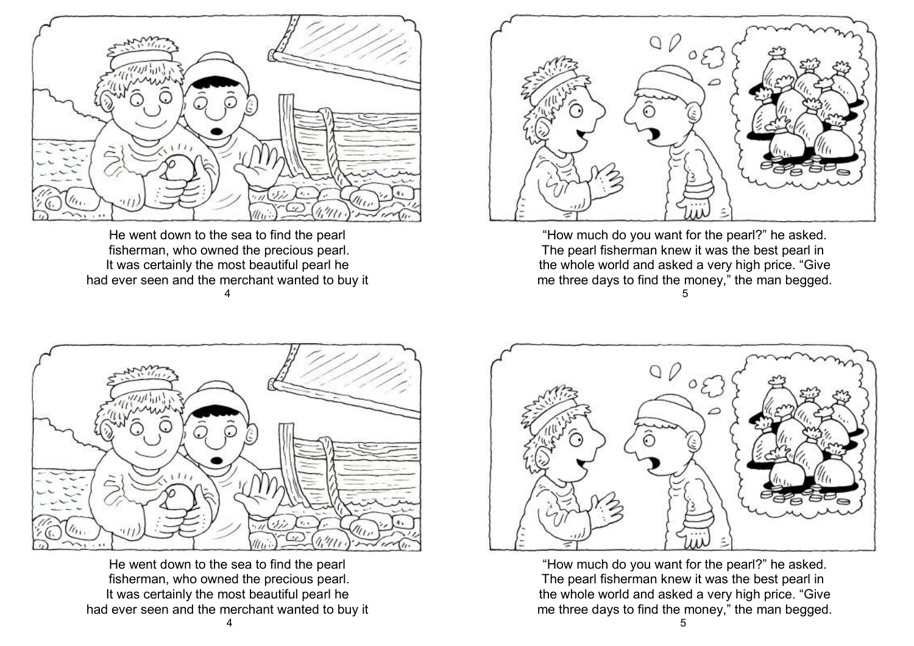He went down to the sea to find the pearl fisherman, who owned the precious pearl. It was certainly the most beautiful pearl he had ever seen and the merchant wanted to buy it

"How much do you want for the pearl?" he asked. The pearl fisherman knew it was the best pearl in the whole world and asked a very high price. "Give me three days to find the money," the man begged.

He went down to the sea to find the pearl fisherman, who owned the precious pearl. It was certainly the most beautiful pearl he had ever seen and the merchant wanted to buy it

"How much do you want for the pearl?" he asked. The pearl fisherman knew it was the best pearl in the whole world and asked a very high price. "Give me three days to find the money," the man begged.